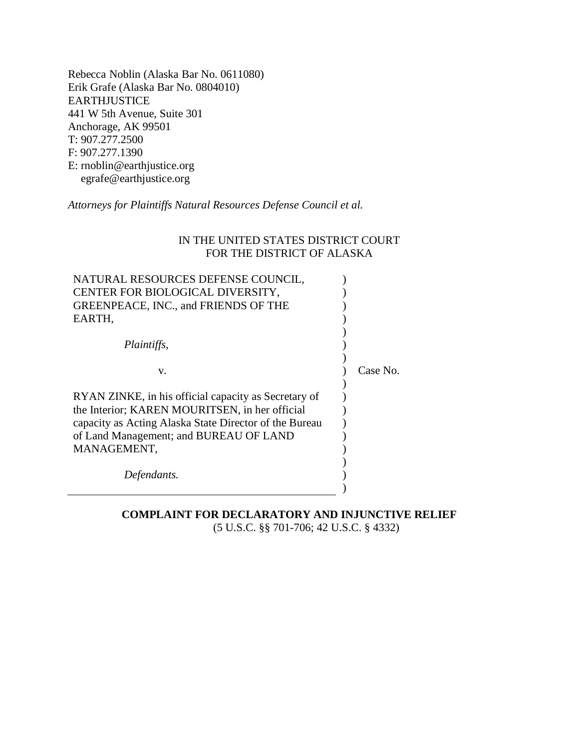Rebecca Noblin (Alaska Bar No. 0611080)
Erik Grafe (Alaska Bar No. 0804010)
EARTHJUSTICE
441 W 5th Avenue, Suite 301
Anchorage, AK 99501
T: 907.277.2500
F: 907.277.1390
E: rnoblin@earthjustice.org
egrafe@earthjustice.org

*Attorneys for Plaintiffs Natural Resources Defense Council et al.*

IN THE UNITED STATES DISTRICT COURT
FOR THE DISTRICT OF ALASKA

NATURAL RESOURCES DEFENSE COUNCIL, CENTER FOR BIOLOGICAL DIVERSITY, GREENPEACE, INC., and FRIENDS OF THE EARTH,

*Plaintiffs*,

v.

RYAN ZINKE, in his official capacity as Secretary of the Interior; KAREN MOURITSEN, in her official capacity as Acting Alaska State Director of the Bureau of Land Management; and BUREAU OF LAND MANAGEMENT,

*Defendants.*

Case No.

**COMPLAINT FOR DECLARATORY AND INJUNCTIVE RELIEF**
(5 U.S.C. §§ 701-706; 42 U.S.C. § 4332)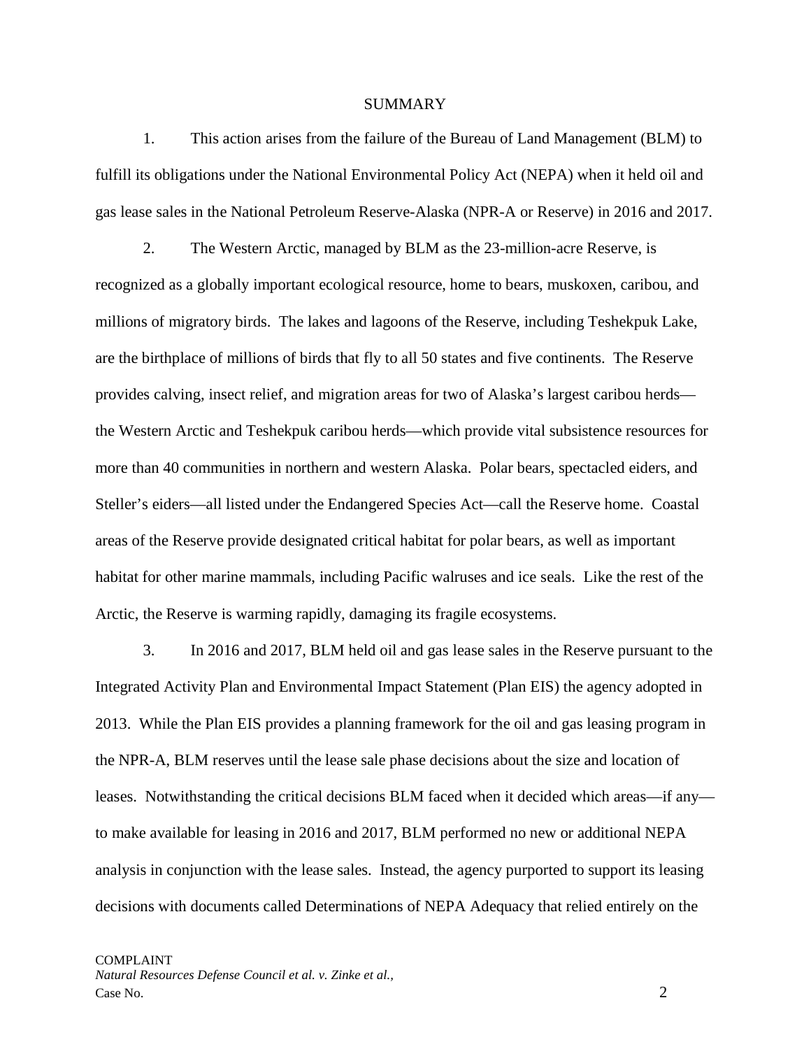## SUMMARY

1. This action arises from the failure of the Bureau of Land Management (BLM) to fulfill its obligations under the National Environmental Policy Act (NEPA) when it held oil and gas lease sales in the National Petroleum Reserve-Alaska (NPR-A or Reserve) in 2016 and 2017.

2. The Western Arctic, managed by BLM as the 23-million-acre Reserve, is recognized as a globally important ecological resource, home to bears, muskoxen, caribou, and millions of migratory birds. The lakes and lagoons of the Reserve, including Teshekpuk Lake, are the birthplace of millions of birds that fly to all 50 states and five continents. The Reserve provides calving, insect relief, and migration areas for two of Alaska's largest caribou herds—the Western Arctic and Teshekpuk caribou herds—which provide vital subsistence resources for more than 40 communities in northern and western Alaska. Polar bears, spectacled eiders, and Steller's eiders—all listed under the Endangered Species Act—call the Reserve home. Coastal areas of the Reserve provide designated critical habitat for polar bears, as well as important habitat for other marine mammals, including Pacific walruses and ice seals. Like the rest of the Arctic, the Reserve is warming rapidly, damaging its fragile ecosystems.

3. In 2016 and 2017, BLM held oil and gas lease sales in the Reserve pursuant to the Integrated Activity Plan and Environmental Impact Statement (Plan EIS) the agency adopted in 2013. While the Plan EIS provides a planning framework for the oil and gas leasing program in the NPR-A, BLM reserves until the lease sale phase decisions about the size and location of leases. Notwithstanding the critical decisions BLM faced when it decided which areas—if any—to make available for leasing in 2016 and 2017, BLM performed no new or additional NEPA analysis in conjunction with the lease sales. Instead, the agency purported to support its leasing decisions with documents called Determinations of NEPA Adequacy that relied entirely on the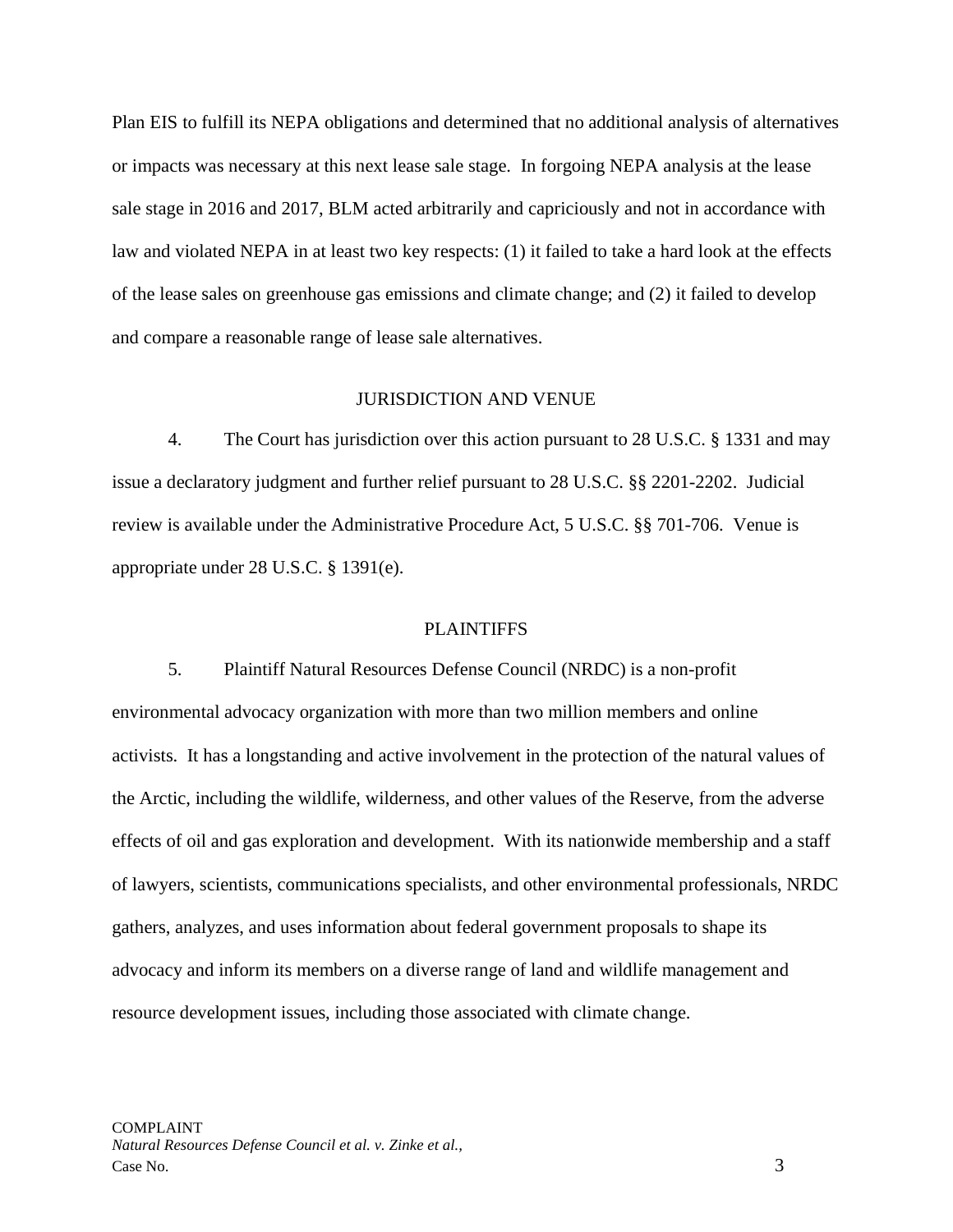Plan EIS to fulfill its NEPA obligations and determined that no additional analysis of alternatives or impacts was necessary at this next lease sale stage. In forgoing NEPA analysis at the lease sale stage in 2016 and 2017, BLM acted arbitrarily and capriciously and not in accordance with law and violated NEPA in at least two key respects: (1) it failed to take a hard look at the effects of the lease sales on greenhouse gas emissions and climate change; and (2) it failed to develop and compare a reasonable range of lease sale alternatives.

## JURISDICTION AND VENUE

4. The Court has jurisdiction over this action pursuant to 28 U.S.C. § 1331 and may issue a declaratory judgment and further relief pursuant to 28 U.S.C. §§ 2201-2202. Judicial review is available under the Administrative Procedure Act, 5 U.S.C. §§ 701-706. Venue is appropriate under 28 U.S.C. § 1391(e).

## PLAINTIFFS

5. Plaintiff Natural Resources Defense Council (NRDC) is a non-profit environmental advocacy organization with more than two million members and online activists. It has a longstanding and active involvement in the protection of the natural values of the Arctic, including the wildlife, wilderness, and other values of the Reserve, from the adverse effects of oil and gas exploration and development. With its nationwide membership and a staff of lawyers, scientists, communications specialists, and other environmental professionals, NRDC gathers, analyzes, and uses information about federal government proposals to shape its advocacy and inform its members on a diverse range of land and wildlife management and resource development issues, including those associated with climate change.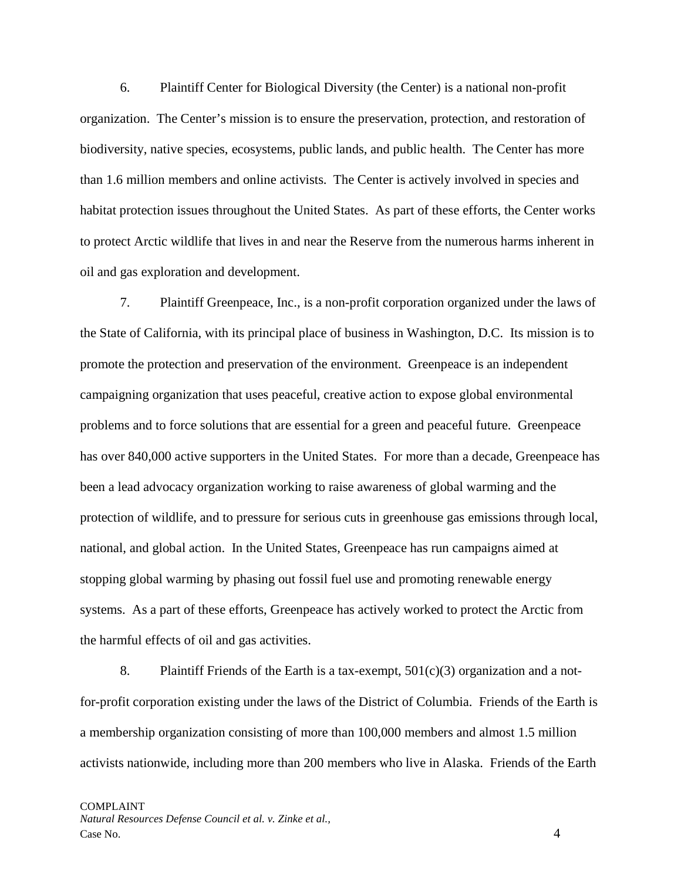6. Plaintiff Center for Biological Diversity (the Center) is a national non-profit organization. The Center's mission is to ensure the preservation, protection, and restoration of biodiversity, native species, ecosystems, public lands, and public health. The Center has more than 1.6 million members and online activists. The Center is actively involved in species and habitat protection issues throughout the United States. As part of these efforts, the Center works to protect Arctic wildlife that lives in and near the Reserve from the numerous harms inherent in oil and gas exploration and development.

7. Plaintiff Greenpeace, Inc., is a non-profit corporation organized under the laws of the State of California, with its principal place of business in Washington, D.C. Its mission is to promote the protection and preservation of the environment. Greenpeace is an independent campaigning organization that uses peaceful, creative action to expose global environmental problems and to force solutions that are essential for a green and peaceful future. Greenpeace has over 840,000 active supporters in the United States. For more than a decade, Greenpeace has been a lead advocacy organization working to raise awareness of global warming and the protection of wildlife, and to pressure for serious cuts in greenhouse gas emissions through local, national, and global action. In the United States, Greenpeace has run campaigns aimed at stopping global warming by phasing out fossil fuel use and promoting renewable energy systems. As a part of these efforts, Greenpeace has actively worked to protect the Arctic from the harmful effects of oil and gas activities.

8. Plaintiff Friends of the Earth is a tax-exempt, 501(c)(3) organization and a not-for-profit corporation existing under the laws of the District of Columbia. Friends of the Earth is a membership organization consisting of more than 100,000 members and almost 1.5 million activists nationwide, including more than 200 members who live in Alaska. Friends of the Earth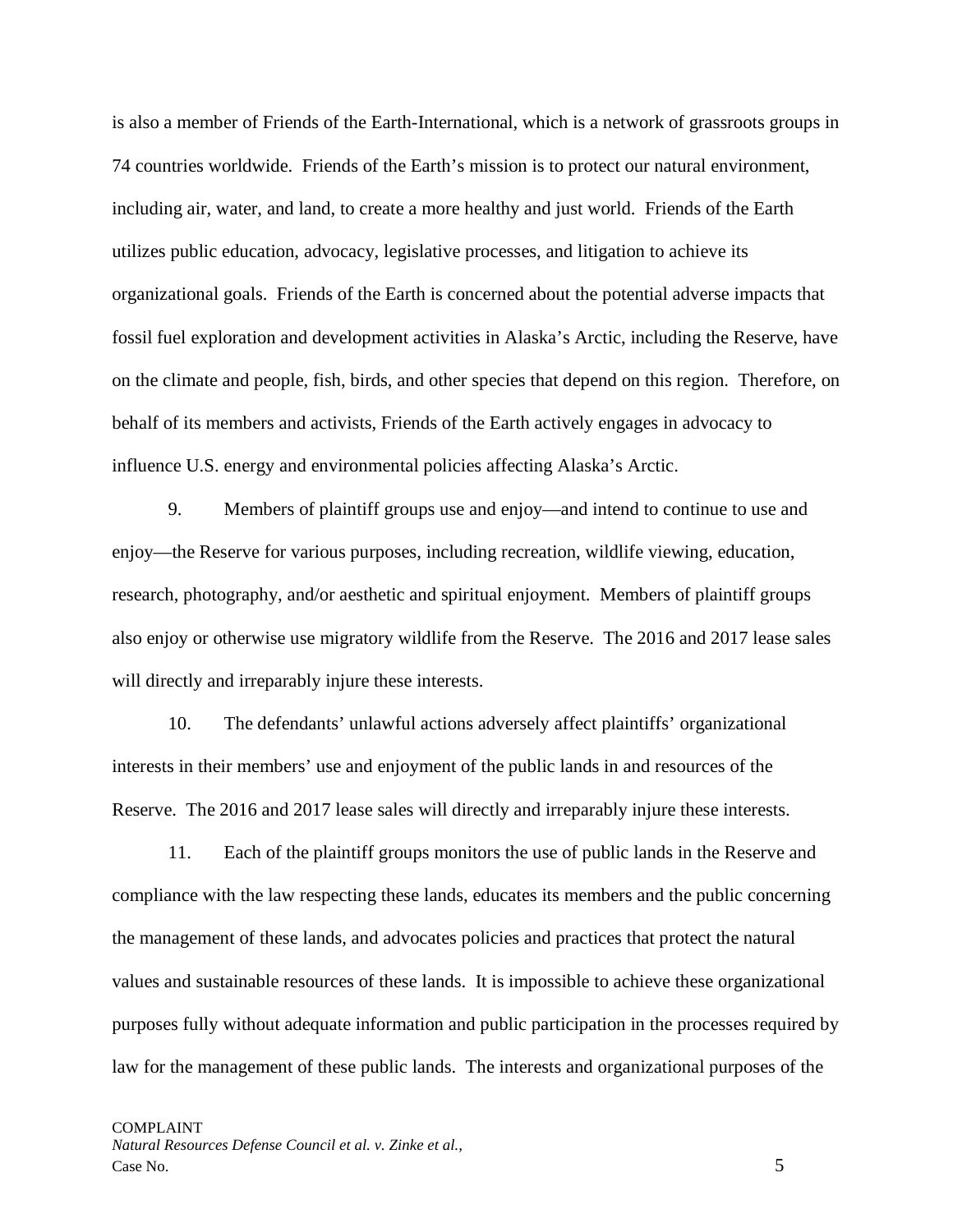is also a member of Friends of the Earth-International, which is a network of grassroots groups in 74 countries worldwide. Friends of the Earth's mission is to protect our natural environment, including air, water, and land, to create a more healthy and just world. Friends of the Earth utilizes public education, advocacy, legislative processes, and litigation to achieve its organizational goals. Friends of the Earth is concerned about the potential adverse impacts that fossil fuel exploration and development activities in Alaska's Arctic, including the Reserve, have on the climate and people, fish, birds, and other species that depend on this region. Therefore, on behalf of its members and activists, Friends of the Earth actively engages in advocacy to influence U.S. energy and environmental policies affecting Alaska's Arctic.

9. Members of plaintiff groups use and enjoy—and intend to continue to use and enjoy—the Reserve for various purposes, including recreation, wildlife viewing, education, research, photography, and/or aesthetic and spiritual enjoyment. Members of plaintiff groups also enjoy or otherwise use migratory wildlife from the Reserve. The 2016 and 2017 lease sales will directly and irreparably injure these interests.

10. The defendants' unlawful actions adversely affect plaintiffs' organizational interests in their members' use and enjoyment of the public lands in and resources of the Reserve. The 2016 and 2017 lease sales will directly and irreparably injure these interests.

11. Each of the plaintiff groups monitors the use of public lands in the Reserve and compliance with the law respecting these lands, educates its members and the public concerning the management of these lands, and advocates policies and practices that protect the natural values and sustainable resources of these lands. It is impossible to achieve these organizational purposes fully without adequate information and public participation in the processes required by law for the management of these public lands. The interests and organizational purposes of the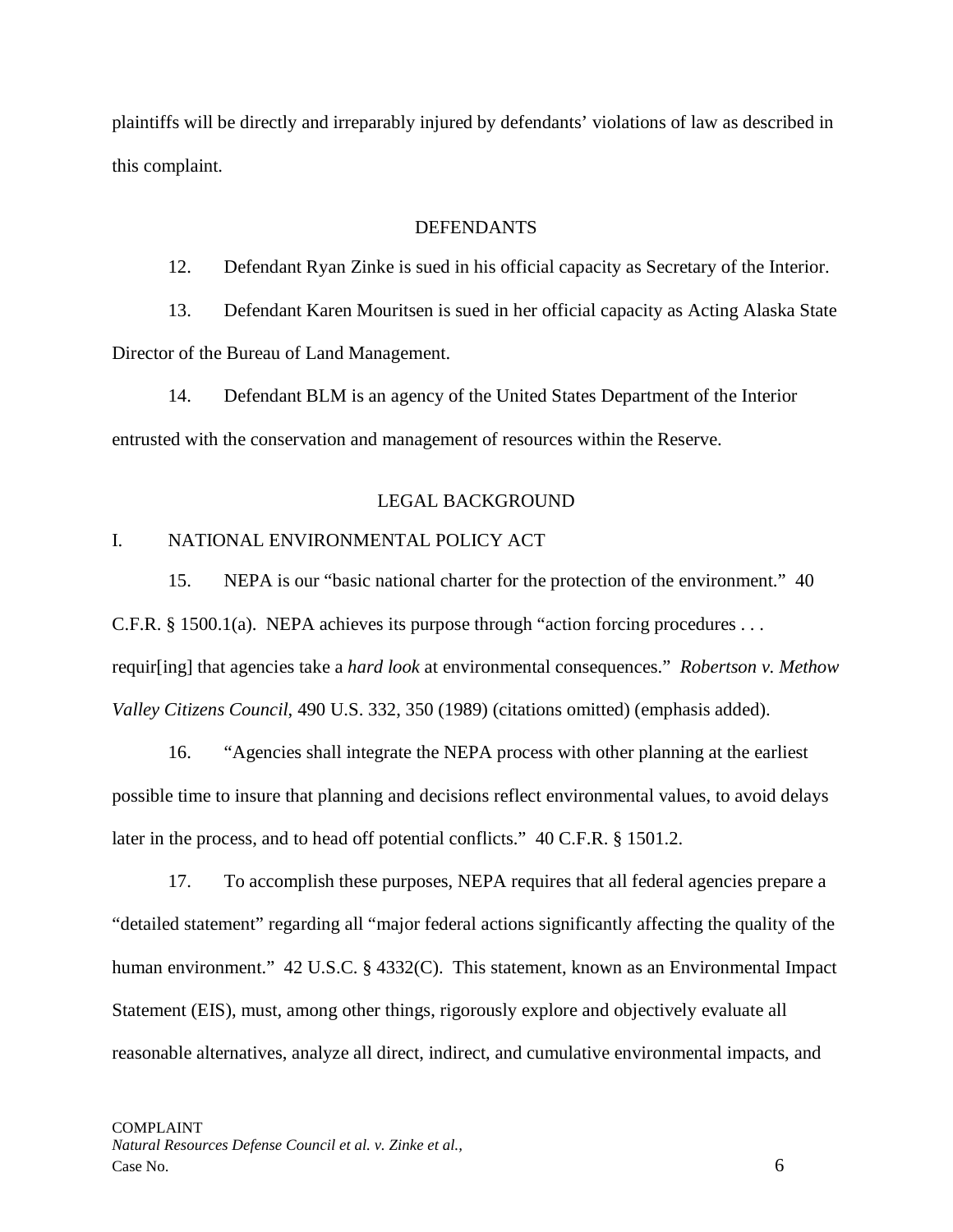plaintiffs will be directly and irreparably injured by defendants' violations of law as described in this complaint.

## DEFENDANTS

12. Defendant Ryan Zinke is sued in his official capacity as Secretary of the Interior.

13. Defendant Karen Mouritsen is sued in her official capacity as Acting Alaska State Director of the Bureau of Land Management.

14. Defendant BLM is an agency of the United States Department of the Interior entrusted with the conservation and management of resources within the Reserve.

## LEGAL BACKGROUND

### I. NATIONAL ENVIRONMENTAL POLICY ACT

15. NEPA is our "basic national charter for the protection of the environment." 40 C.F.R. § 1500.1(a). NEPA achieves its purpose through "action forcing procedures . . . requir[ing] that agencies take a *hard look* at environmental consequences." *Robertson v. Methow Valley Citizens Council*, 490 U.S. 332, 350 (1989) (citations omitted) (emphasis added).

16. "Agencies shall integrate the NEPA process with other planning at the earliest possible time to insure that planning and decisions reflect environmental values, to avoid delays later in the process, and to head off potential conflicts." 40 C.F.R. § 1501.2.

17. To accomplish these purposes, NEPA requires that all federal agencies prepare a "detailed statement" regarding all "major federal actions significantly affecting the quality of the human environment." 42 U.S.C. § 4332(C). This statement, known as an Environmental Impact Statement (EIS), must, among other things, rigorously explore and objectively evaluate all reasonable alternatives, analyze all direct, indirect, and cumulative environmental impacts, and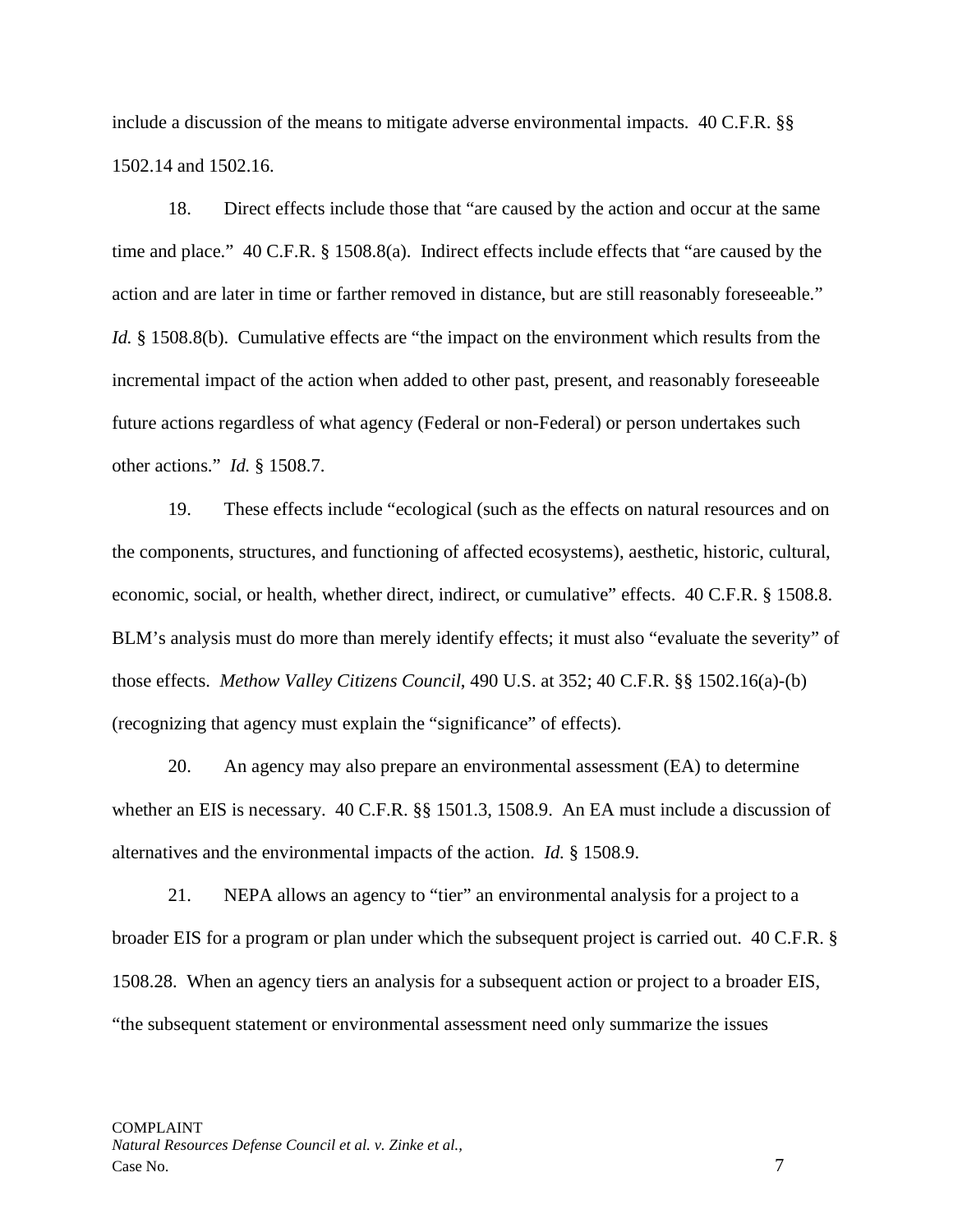include a discussion of the means to mitigate adverse environmental impacts. 40 C.F.R. §§ 1502.14 and 1502.16.

18. Direct effects include those that "are caused by the action and occur at the same time and place." 40 C.F.R. § 1508.8(a). Indirect effects include effects that "are caused by the action and are later in time or farther removed in distance, but are still reasonably foreseeable." *Id.* § 1508.8(b). Cumulative effects are "the impact on the environment which results from the incremental impact of the action when added to other past, present, and reasonably foreseeable future actions regardless of what agency (Federal or non-Federal) or person undertakes such other actions." *Id.* § 1508.7.

19. These effects include "ecological (such as the effects on natural resources and on the components, structures, and functioning of affected ecosystems), aesthetic, historic, cultural, economic, social, or health, whether direct, indirect, or cumulative" effects. 40 C.F.R. § 1508.8. BLM's analysis must do more than merely identify effects; it must also "evaluate the severity" of those effects. *Methow Valley Citizens Council*, 490 U.S. at 352; 40 C.F.R. §§ 1502.16(a)-(b) (recognizing that agency must explain the "significance" of effects).

20. An agency may also prepare an environmental assessment (EA) to determine whether an EIS is necessary. 40 C.F.R. §§ 1501.3, 1508.9. An EA must include a discussion of alternatives and the environmental impacts of the action. *Id.* § 1508.9.

21. NEPA allows an agency to "tier" an environmental analysis for a project to a broader EIS for a program or plan under which the subsequent project is carried out. 40 C.F.R. § 1508.28. When an agency tiers an analysis for a subsequent action or project to a broader EIS, "the subsequent statement or environmental assessment need only summarize the issues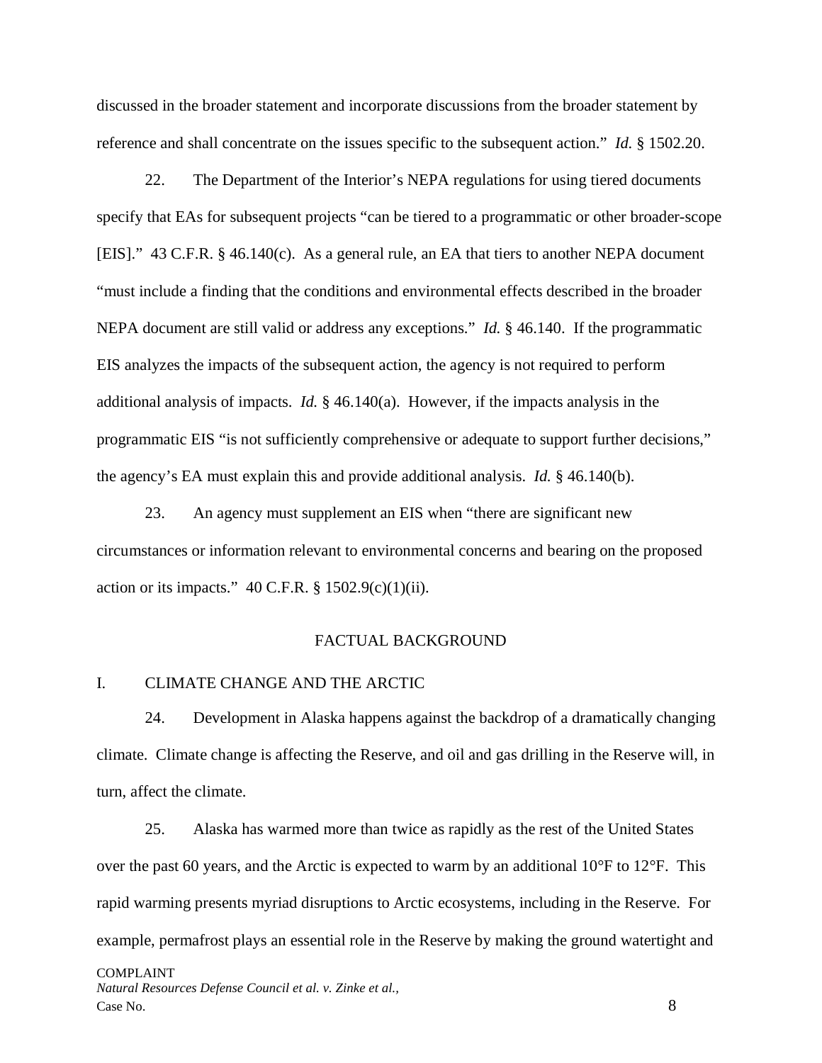discussed in the broader statement and incorporate discussions from the broader statement by reference and shall concentrate on the issues specific to the subsequent action." *Id.* § 1502.20.

22. The Department of the Interior's NEPA regulations for using tiered documents specify that EAs for subsequent projects "can be tiered to a programmatic or other broader-scope [EIS]." 43 C.F.R. § 46.140(c). As a general rule, an EA that tiers to another NEPA document "must include a finding that the conditions and environmental effects described in the broader NEPA document are still valid or address any exceptions." *Id.* § 46.140. If the programmatic EIS analyzes the impacts of the subsequent action, the agency is not required to perform additional analysis of impacts. *Id.* § 46.140(a). However, if the impacts analysis in the programmatic EIS "is not sufficiently comprehensive or adequate to support further decisions," the agency's EA must explain this and provide additional analysis. *Id.* § 46.140(b).

23. An agency must supplement an EIS when "there are significant new circumstances or information relevant to environmental concerns and bearing on the proposed action or its impacts." 40 C.F.R. § 1502.9(c)(1)(ii).

## FACTUAL BACKGROUND

### I. CLIMATE CHANGE AND THE ARCTIC

24. Development in Alaska happens against the backdrop of a dramatically changing climate. Climate change is affecting the Reserve, and oil and gas drilling in the Reserve will, in turn, affect the climate.

25. Alaska has warmed more than twice as rapidly as the rest of the United States over the past 60 years, and the Arctic is expected to warm by an additional 10°F to 12°F. This rapid warming presents myriad disruptions to Arctic ecosystems, including in the Reserve. For example, permafrost plays an essential role in the Reserve by making the ground watertight and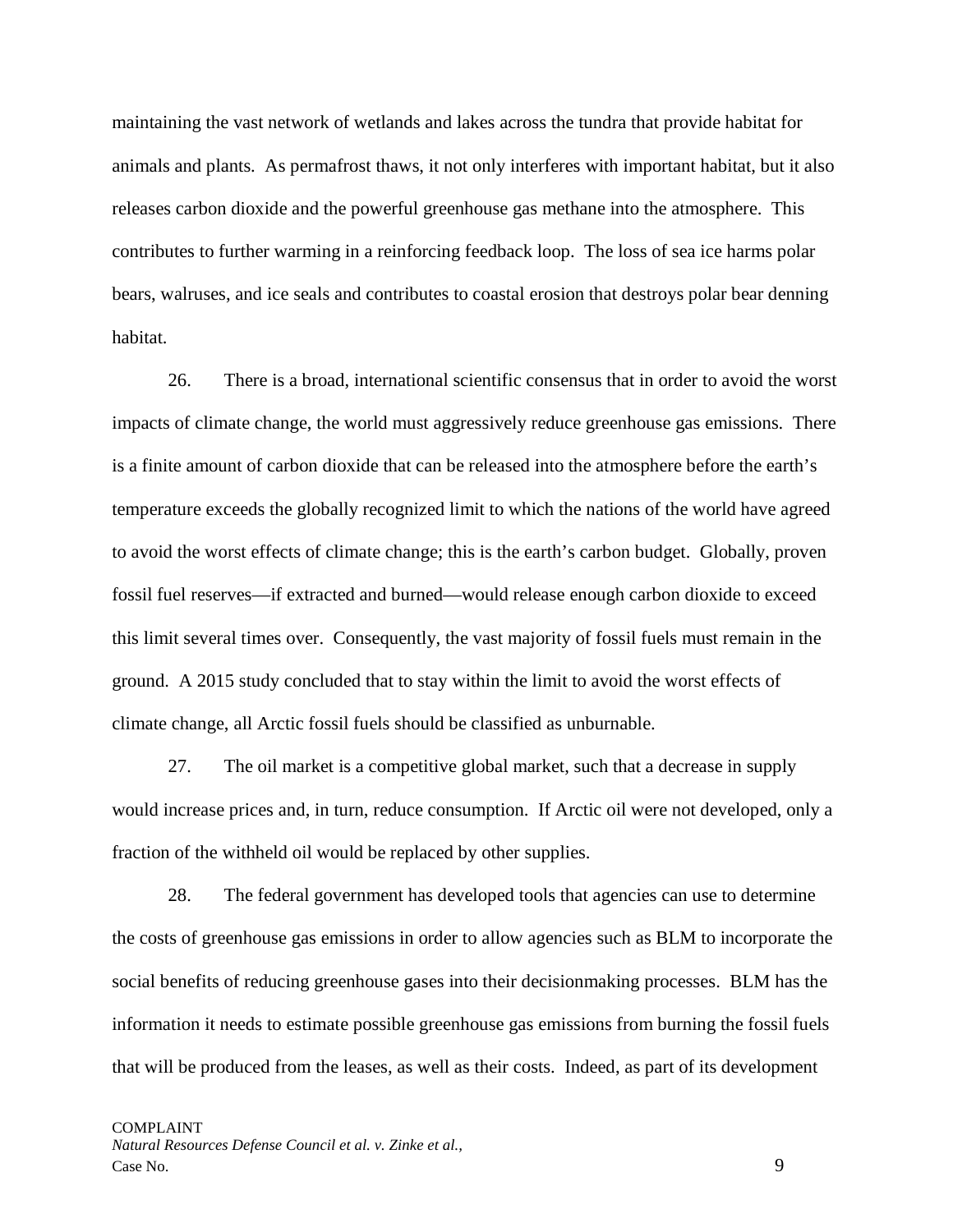maintaining the vast network of wetlands and lakes across the tundra that provide habitat for animals and plants. As permafrost thaws, it not only interferes with important habitat, but it also releases carbon dioxide and the powerful greenhouse gas methane into the atmosphere. This contributes to further warming in a reinforcing feedback loop. The loss of sea ice harms polar bears, walruses, and ice seals and contributes to coastal erosion that destroys polar bear denning habitat.

26. There is a broad, international scientific consensus that in order to avoid the worst impacts of climate change, the world must aggressively reduce greenhouse gas emissions. There is a finite amount of carbon dioxide that can be released into the atmosphere before the earth's temperature exceeds the globally recognized limit to which the nations of the world have agreed to avoid the worst effects of climate change; this is the earth's carbon budget. Globally, proven fossil fuel reserves—if extracted and burned—would release enough carbon dioxide to exceed this limit several times over. Consequently, the vast majority of fossil fuels must remain in the ground. A 2015 study concluded that to stay within the limit to avoid the worst effects of climate change, all Arctic fossil fuels should be classified as unburnable.

27. The oil market is a competitive global market, such that a decrease in supply would increase prices and, in turn, reduce consumption. If Arctic oil were not developed, only a fraction of the withheld oil would be replaced by other supplies.

28. The federal government has developed tools that agencies can use to determine the costs of greenhouse gas emissions in order to allow agencies such as BLM to incorporate the social benefits of reducing greenhouse gases into their decisionmaking processes. BLM has the information it needs to estimate possible greenhouse gas emissions from burning the fossil fuels that will be produced from the leases, as well as their costs. Indeed, as part of its development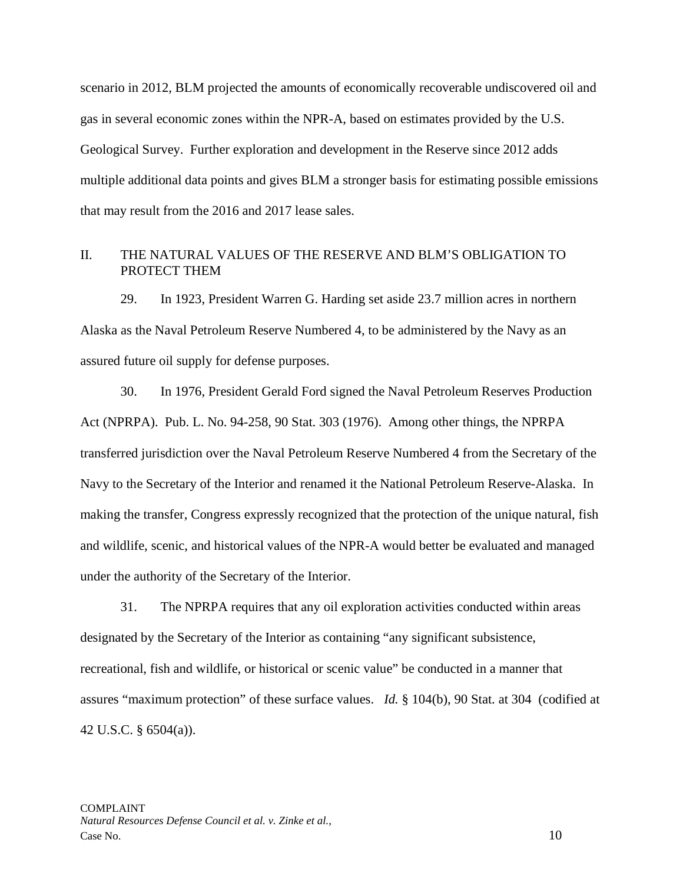scenario in 2012, BLM projected the amounts of economically recoverable undiscovered oil and gas in several economic zones within the NPR-A, based on estimates provided by the U.S. Geological Survey. Further exploration and development in the Reserve since 2012 adds multiple additional data points and gives BLM a stronger basis for estimating possible emissions that may result from the 2016 and 2017 lease sales.

## II. THE NATURAL VALUES OF THE RESERVE AND BLM'S OBLIGATION TO PROTECT THEM

29. In 1923, President Warren G. Harding set aside 23.7 million acres in northern Alaska as the Naval Petroleum Reserve Numbered 4, to be administered by the Navy as an assured future oil supply for defense purposes.

30. In 1976, President Gerald Ford signed the Naval Petroleum Reserves Production Act (NPRPA). Pub. L. No. 94-258, 90 Stat. 303 (1976). Among other things, the NPRPA transferred jurisdiction over the Naval Petroleum Reserve Numbered 4 from the Secretary of the Navy to the Secretary of the Interior and renamed it the National Petroleum Reserve-Alaska. In making the transfer, Congress expressly recognized that the protection of the unique natural, fish and wildlife, scenic, and historical values of the NPR-A would better be evaluated and managed under the authority of the Secretary of the Interior.

31. The NPRPA requires that any oil exploration activities conducted within areas designated by the Secretary of the Interior as containing "any significant subsistence, recreational, fish and wildlife, or historical or scenic value" be conducted in a manner that assures "maximum protection" of these surface values. *Id.* § 104(b), 90 Stat. at 304 (codified at 42 U.S.C. § 6504(a)).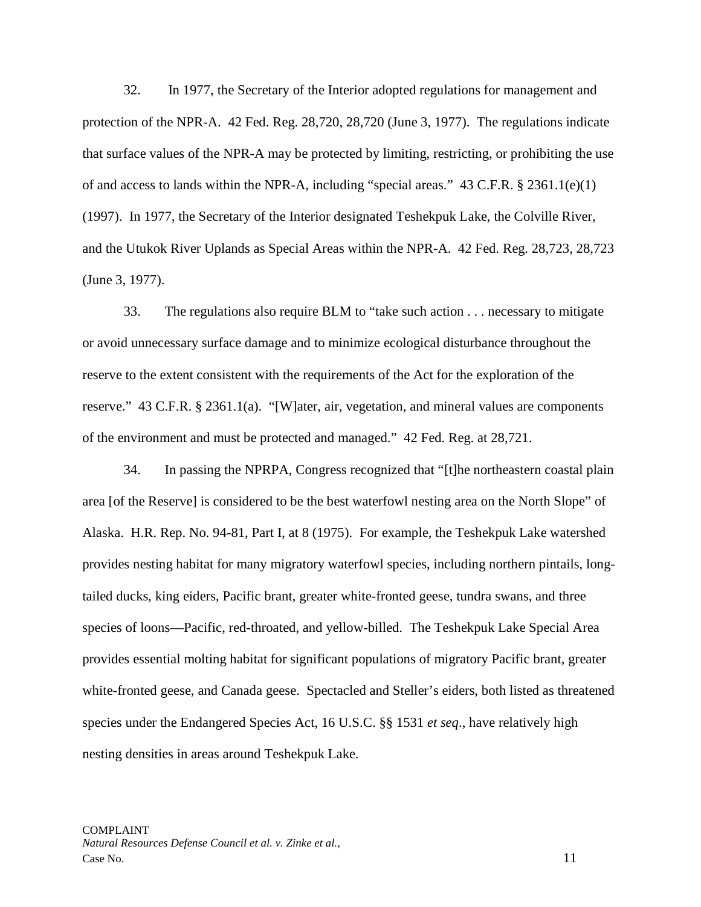32. In 1977, the Secretary of the Interior adopted regulations for management and protection of the NPR-A. 42 Fed. Reg. 28,720, 28,720 (June 3, 1977). The regulations indicate that surface values of the NPR-A may be protected by limiting, restricting, or prohibiting the use of and access to lands within the NPR-A, including "special areas." 43 C.F.R. § 2361.1(e)(1) (1997). In 1977, the Secretary of the Interior designated Teshekpuk Lake, the Colville River, and the Utukok River Uplands as Special Areas within the NPR-A. 42 Fed. Reg. 28,723, 28,723 (June 3, 1977).

33. The regulations also require BLM to "take such action . . . necessary to mitigate or avoid unnecessary surface damage and to minimize ecological disturbance throughout the reserve to the extent consistent with the requirements of the Act for the exploration of the reserve." 43 C.F.R. § 2361.1(a). "[W]ater, air, vegetation, and mineral values are components of the environment and must be protected and managed." 42 Fed. Reg. at 28,721.

34. In passing the NPRPA, Congress recognized that "[t]he northeastern coastal plain area [of the Reserve] is considered to be the best waterfowl nesting area on the North Slope" of Alaska. H.R. Rep. No. 94-81, Part I, at 8 (1975). For example, the Teshekpuk Lake watershed provides nesting habitat for many migratory waterfowl species, including northern pintails, long-tailed ducks, king eiders, Pacific brant, greater white-fronted geese, tundra swans, and three species of loons—Pacific, red-throated, and yellow-billed. The Teshekpuk Lake Special Area provides essential molting habitat for significant populations of migratory Pacific brant, greater white-fronted geese, and Canada geese. Spectacled and Steller's eiders, both listed as threatened species under the Endangered Species Act, 16 U.S.C. §§ 1531 *et seq*., have relatively high nesting densities in areas around Teshekpuk Lake.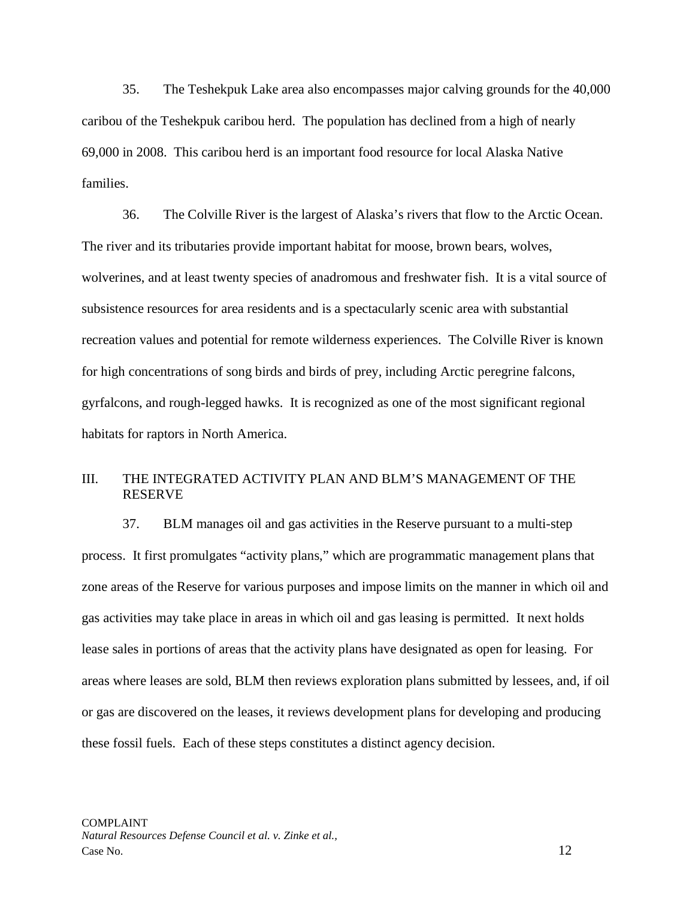35. The Teshekpuk Lake area also encompasses major calving grounds for the 40,000 caribou of the Teshekpuk caribou herd. The population has declined from a high of nearly 69,000 in 2008. This caribou herd is an important food resource for local Alaska Native families.

36. The Colville River is the largest of Alaska's rivers that flow to the Arctic Ocean. The river and its tributaries provide important habitat for moose, brown bears, wolves, wolverines, and at least twenty species of anadromous and freshwater fish. It is a vital source of subsistence resources for area residents and is a spectacularly scenic area with substantial recreation values and potential for remote wilderness experiences. The Colville River is known for high concentrations of song birds and birds of prey, including Arctic peregrine falcons, gyrfalcons, and rough-legged hawks. It is recognized as one of the most significant regional habitats for raptors in North America.

## III. THE INTEGRATED ACTIVITY PLAN AND BLM'S MANAGEMENT OF THE RESERVE

37. BLM manages oil and gas activities in the Reserve pursuant to a multi-step process. It first promulgates "activity plans," which are programmatic management plans that zone areas of the Reserve for various purposes and impose limits on the manner in which oil and gas activities may take place in areas in which oil and gas leasing is permitted. It next holds lease sales in portions of areas that the activity plans have designated as open for leasing. For areas where leases are sold, BLM then reviews exploration plans submitted by lessees, and, if oil or gas are discovered on the leases, it reviews development plans for developing and producing these fossil fuels. Each of these steps constitutes a distinct agency decision.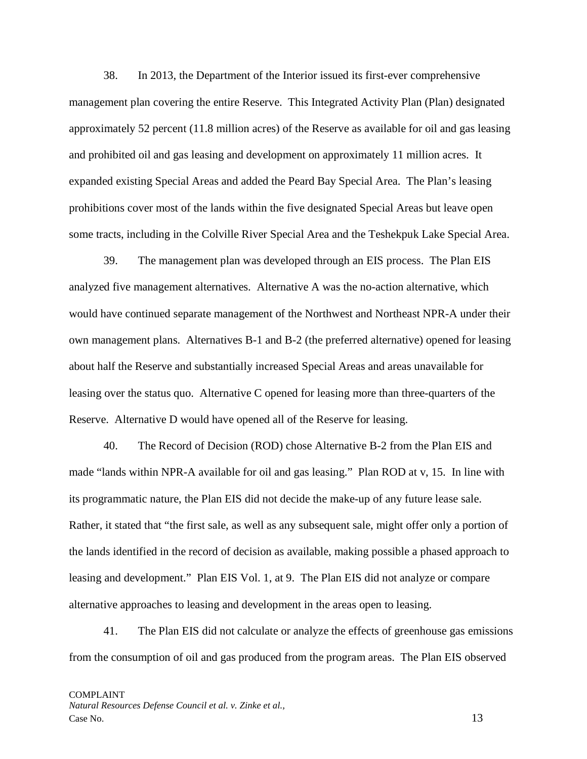38. In 2013, the Department of the Interior issued its first-ever comprehensive management plan covering the entire Reserve. This Integrated Activity Plan (Plan) designated approximately 52 percent (11.8 million acres) of the Reserve as available for oil and gas leasing and prohibited oil and gas leasing and development on approximately 11 million acres. It expanded existing Special Areas and added the Peard Bay Special Area. The Plan's leasing prohibitions cover most of the lands within the five designated Special Areas but leave open some tracts, including in the Colville River Special Area and the Teshekpuk Lake Special Area.

39. The management plan was developed through an EIS process. The Plan EIS analyzed five management alternatives. Alternative A was the no-action alternative, which would have continued separate management of the Northwest and Northeast NPR-A under their own management plans. Alternatives B-1 and B-2 (the preferred alternative) opened for leasing about half the Reserve and substantially increased Special Areas and areas unavailable for leasing over the status quo. Alternative C opened for leasing more than three-quarters of the Reserve. Alternative D would have opened all of the Reserve for leasing.

40. The Record of Decision (ROD) chose Alternative B-2 from the Plan EIS and made "lands within NPR-A available for oil and gas leasing." Plan ROD at v, 15. In line with its programmatic nature, the Plan EIS did not decide the make-up of any future lease sale. Rather, it stated that "the first sale, as well as any subsequent sale, might offer only a portion of the lands identified in the record of decision as available, making possible a phased approach to leasing and development." Plan EIS Vol. 1, at 9. The Plan EIS did not analyze or compare alternative approaches to leasing and development in the areas open to leasing.

41. The Plan EIS did not calculate or analyze the effects of greenhouse gas emissions from the consumption of oil and gas produced from the program areas. The Plan EIS observed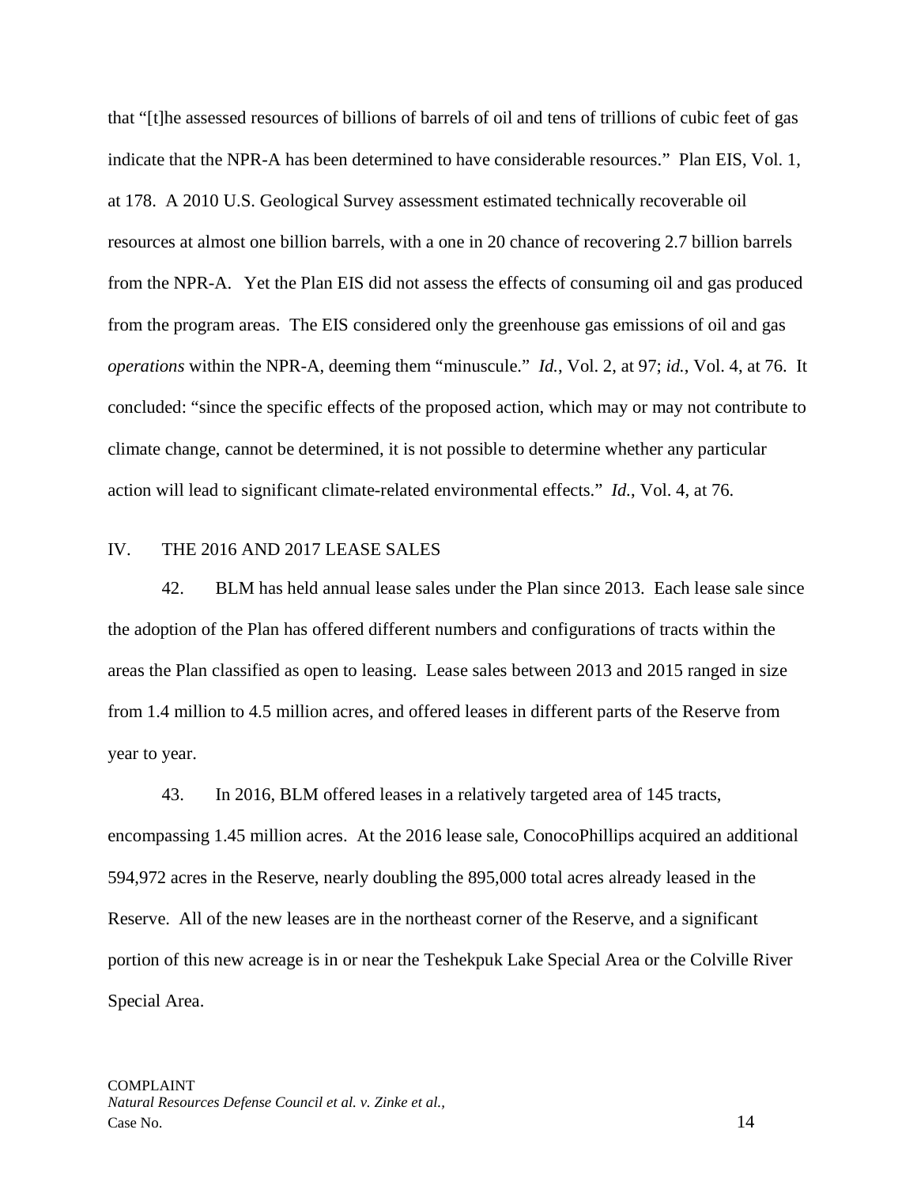that "[t]he assessed resources of billions of barrels of oil and tens of trillions of cubic feet of gas indicate that the NPR-A has been determined to have considerable resources." Plan EIS, Vol. 1, at 178. A 2010 U.S. Geological Survey assessment estimated technically recoverable oil resources at almost one billion barrels, with a one in 20 chance of recovering 2.7 billion barrels from the NPR-A. Yet the Plan EIS did not assess the effects of consuming oil and gas produced from the program areas. The EIS considered only the greenhouse gas emissions of oil and gas *operations* within the NPR-A, deeming them "minuscule." *Id.*, Vol. 2, at 97; *id.*, Vol. 4, at 76. It concluded: "since the specific effects of the proposed action, which may or may not contribute to climate change, cannot be determined, it is not possible to determine whether any particular action will lead to significant climate-related environmental effects." *Id.*, Vol. 4, at 76.

## IV. THE 2016 AND 2017 LEASE SALES

42. BLM has held annual lease sales under the Plan since 2013. Each lease sale since the adoption of the Plan has offered different numbers and configurations of tracts within the areas the Plan classified as open to leasing. Lease sales between 2013 and 2015 ranged in size from 1.4 million to 4.5 million acres, and offered leases in different parts of the Reserve from year to year.

43. In 2016, BLM offered leases in a relatively targeted area of 145 tracts, encompassing 1.45 million acres. At the 2016 lease sale, ConocoPhillips acquired an additional 594,972 acres in the Reserve, nearly doubling the 895,000 total acres already leased in the Reserve. All of the new leases are in the northeast corner of the Reserve, and a significant portion of this new acreage is in or near the Teshekpuk Lake Special Area or the Colville River Special Area.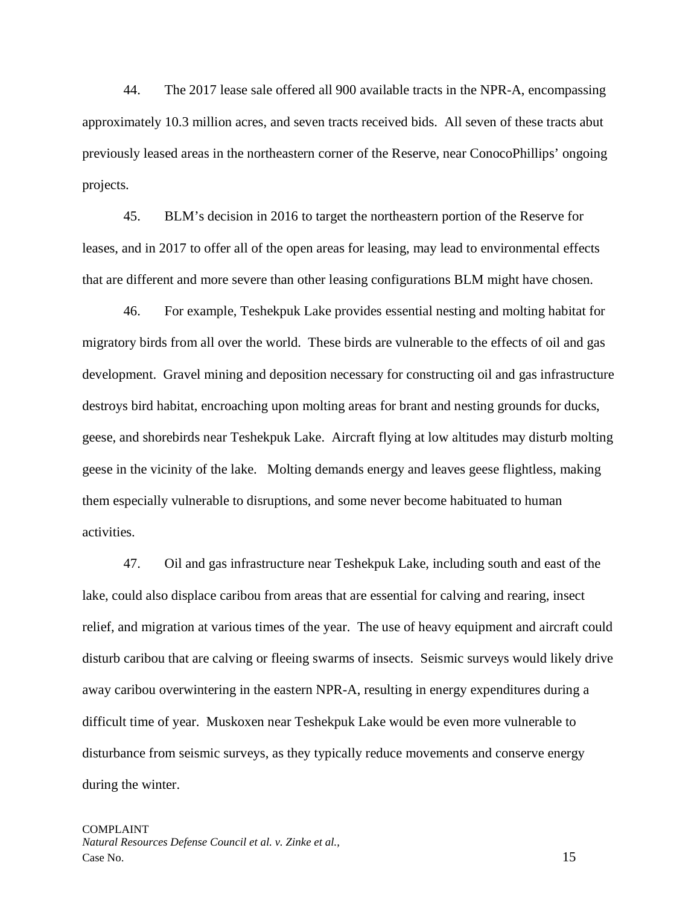44. The 2017 lease sale offered all 900 available tracts in the NPR-A, encompassing approximately 10.3 million acres, and seven tracts received bids. All seven of these tracts abut previously leased areas in the northeastern corner of the Reserve, near ConocoPhillips' ongoing projects.

45. BLM's decision in 2016 to target the northeastern portion of the Reserve for leases, and in 2017 to offer all of the open areas for leasing, may lead to environmental effects that are different and more severe than other leasing configurations BLM might have chosen.

46. For example, Teshekpuk Lake provides essential nesting and molting habitat for migratory birds from all over the world. These birds are vulnerable to the effects of oil and gas development. Gravel mining and deposition necessary for constructing oil and gas infrastructure destroys bird habitat, encroaching upon molting areas for brant and nesting grounds for ducks, geese, and shorebirds near Teshekpuk Lake. Aircraft flying at low altitudes may disturb molting geese in the vicinity of the lake. Molting demands energy and leaves geese flightless, making them especially vulnerable to disruptions, and some never become habituated to human activities.

47. Oil and gas infrastructure near Teshekpuk Lake, including south and east of the lake, could also displace caribou from areas that are essential for calving and rearing, insect relief, and migration at various times of the year. The use of heavy equipment and aircraft could disturb caribou that are calving or fleeing swarms of insects. Seismic surveys would likely drive away caribou overwintering in the eastern NPR-A, resulting in energy expenditures during a difficult time of year. Muskoxen near Teshekpuk Lake would be even more vulnerable to disturbance from seismic surveys, as they typically reduce movements and conserve energy during the winter.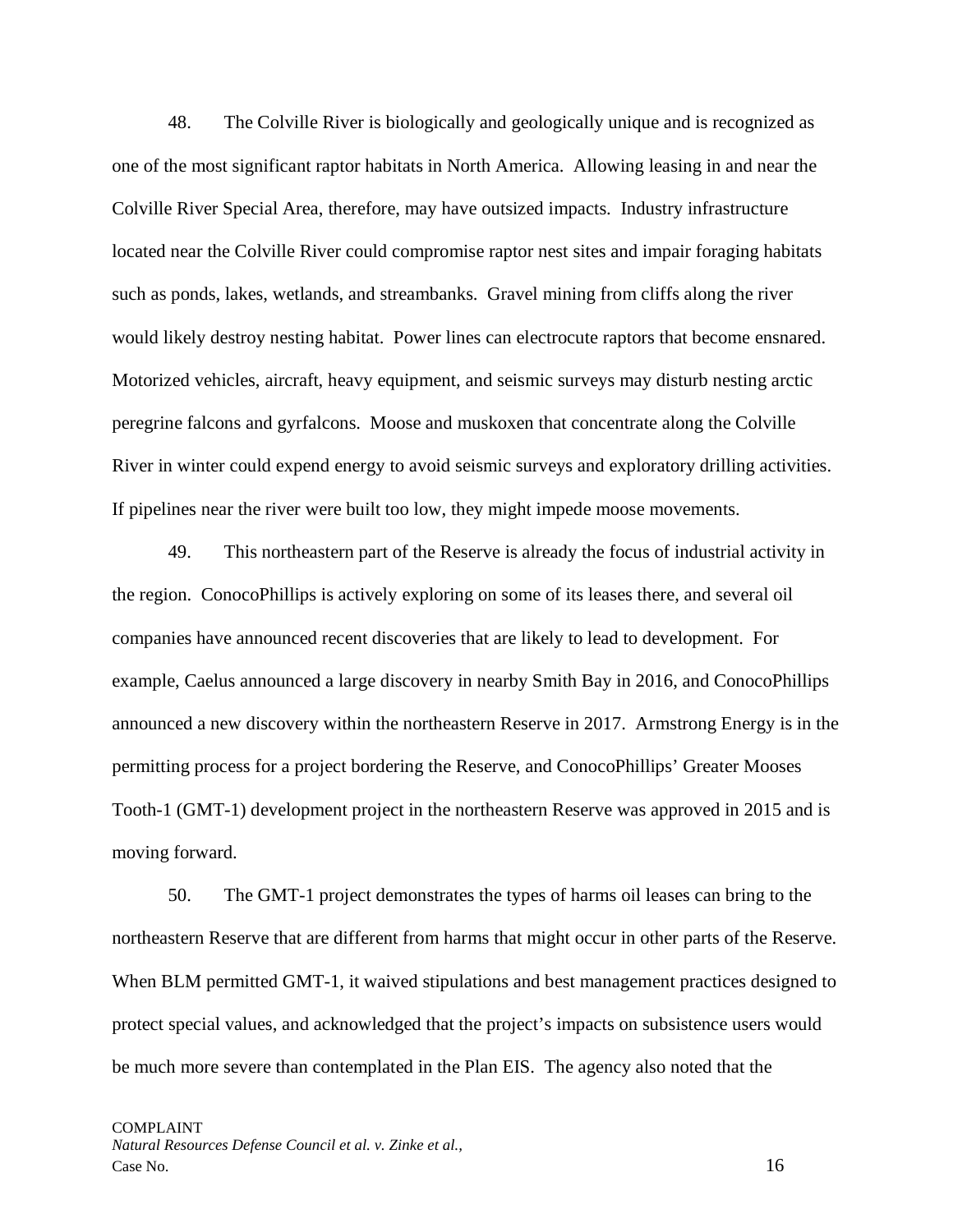48. The Colville River is biologically and geologically unique and is recognized as one of the most significant raptor habitats in North America. Allowing leasing in and near the Colville River Special Area, therefore, may have outsized impacts. Industry infrastructure located near the Colville River could compromise raptor nest sites and impair foraging habitats such as ponds, lakes, wetlands, and streambanks. Gravel mining from cliffs along the river would likely destroy nesting habitat. Power lines can electrocute raptors that become ensnared. Motorized vehicles, aircraft, heavy equipment, and seismic surveys may disturb nesting arctic peregrine falcons and gyrfalcons. Moose and muskoxen that concentrate along the Colville River in winter could expend energy to avoid seismic surveys and exploratory drilling activities. If pipelines near the river were built too low, they might impede moose movements.

49. This northeastern part of the Reserve is already the focus of industrial activity in the region. ConocoPhillips is actively exploring on some of its leases there, and several oil companies have announced recent discoveries that are likely to lead to development. For example, Caelus announced a large discovery in nearby Smith Bay in 2016, and ConocoPhillips announced a new discovery within the northeastern Reserve in 2017. Armstrong Energy is in the permitting process for a project bordering the Reserve, and ConocoPhillips' Greater Mooses Tooth-1 (GMT-1) development project in the northeastern Reserve was approved in 2015 and is moving forward.

50. The GMT-1 project demonstrates the types of harms oil leases can bring to the northeastern Reserve that are different from harms that might occur in other parts of the Reserve. When BLM permitted GMT-1, it waived stipulations and best management practices designed to protect special values, and acknowledged that the project's impacts on subsistence users would be much more severe than contemplated in the Plan EIS. The agency also noted that the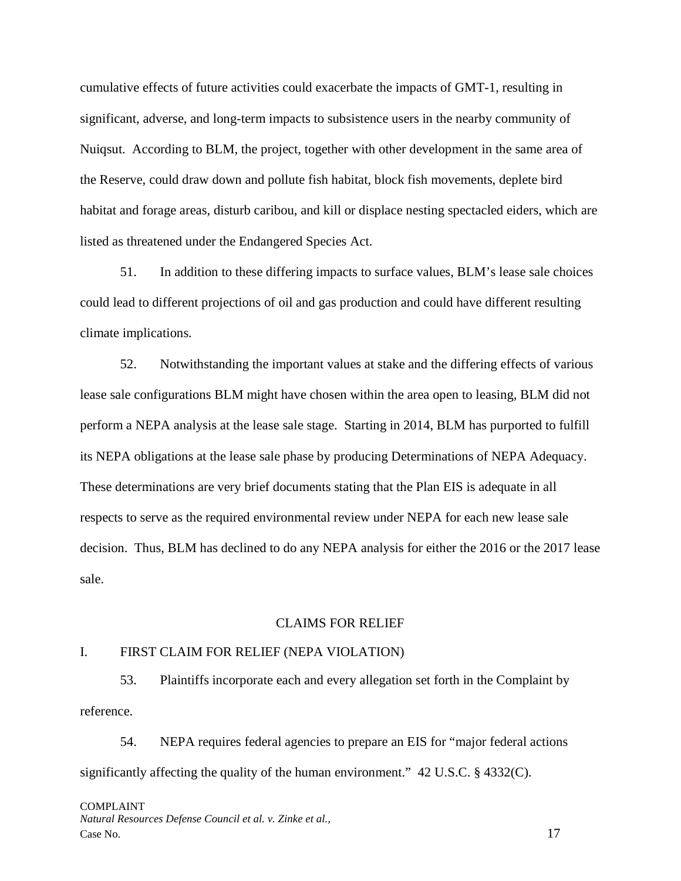cumulative effects of future activities could exacerbate the impacts of GMT-1, resulting in significant, adverse, and long-term impacts to subsistence users in the nearby community of Nuiqsut. According to BLM, the project, together with other development in the same area of the Reserve, could draw down and pollute fish habitat, block fish movements, deplete bird habitat and forage areas, disturb caribou, and kill or displace nesting spectacled eiders, which are listed as threatened under the Endangered Species Act.

51. In addition to these differing impacts to surface values, BLM's lease sale choices could lead to different projections of oil and gas production and could have different resulting climate implications.

52. Notwithstanding the important values at stake and the differing effects of various lease sale configurations BLM might have chosen within the area open to leasing, BLM did not perform a NEPA analysis at the lease sale stage. Starting in 2014, BLM has purported to fulfill its NEPA obligations at the lease sale phase by producing Determinations of NEPA Adequacy. These determinations are very brief documents stating that the Plan EIS is adequate in all respects to serve as the required environmental review under NEPA for each new lease sale decision. Thus, BLM has declined to do any NEPA analysis for either the 2016 or the 2017 lease sale.

## CLAIMS FOR RELIEF

### I. FIRST CLAIM FOR RELIEF (NEPA VIOLATION)

53. Plaintiffs incorporate each and every allegation set forth in the Complaint by reference.

54. NEPA requires federal agencies to prepare an EIS for "major federal actions significantly affecting the quality of the human environment." 42 U.S.C. § 4332(C).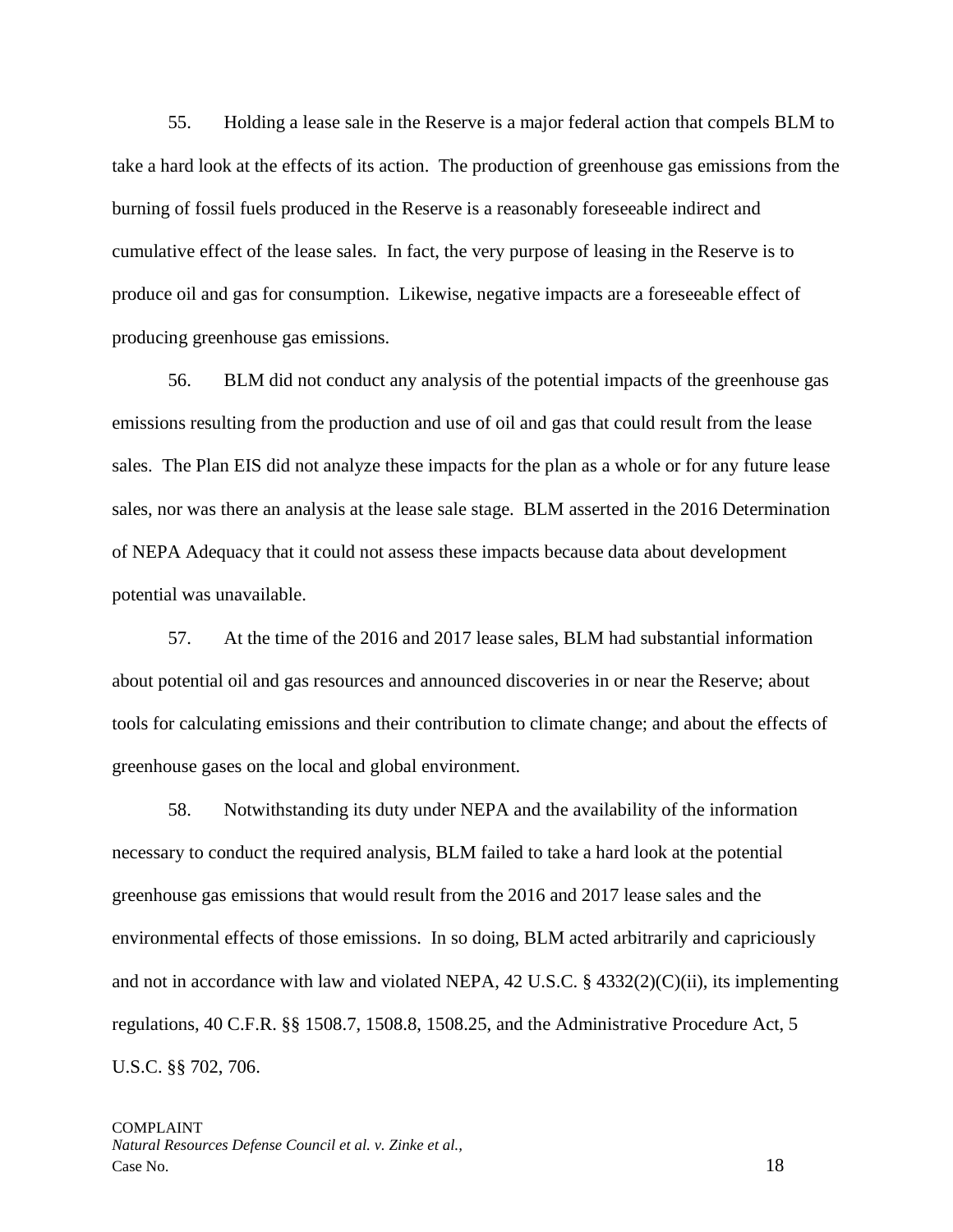55. Holding a lease sale in the Reserve is a major federal action that compels BLM to take a hard look at the effects of its action. The production of greenhouse gas emissions from the burning of fossil fuels produced in the Reserve is a reasonably foreseeable indirect and cumulative effect of the lease sales. In fact, the very purpose of leasing in the Reserve is to produce oil and gas for consumption. Likewise, negative impacts are a foreseeable effect of producing greenhouse gas emissions.

56. BLM did not conduct any analysis of the potential impacts of the greenhouse gas emissions resulting from the production and use of oil and gas that could result from the lease sales. The Plan EIS did not analyze these impacts for the plan as a whole or for any future lease sales, nor was there an analysis at the lease sale stage. BLM asserted in the 2016 Determination of NEPA Adequacy that it could not assess these impacts because data about development potential was unavailable.

57. At the time of the 2016 and 2017 lease sales, BLM had substantial information about potential oil and gas resources and announced discoveries in or near the Reserve; about tools for calculating emissions and their contribution to climate change; and about the effects of greenhouse gases on the local and global environment.

58. Notwithstanding its duty under NEPA and the availability of the information necessary to conduct the required analysis, BLM failed to take a hard look at the potential greenhouse gas emissions that would result from the 2016 and 2017 lease sales and the environmental effects of those emissions. In so doing, BLM acted arbitrarily and capriciously and not in accordance with law and violated NEPA, 42 U.S.C. § 4332(2)(C)(ii), its implementing regulations, 40 C.F.R. §§ 1508.7, 1508.8, 1508.25, and the Administrative Procedure Act, 5 U.S.C. §§ 702, 706.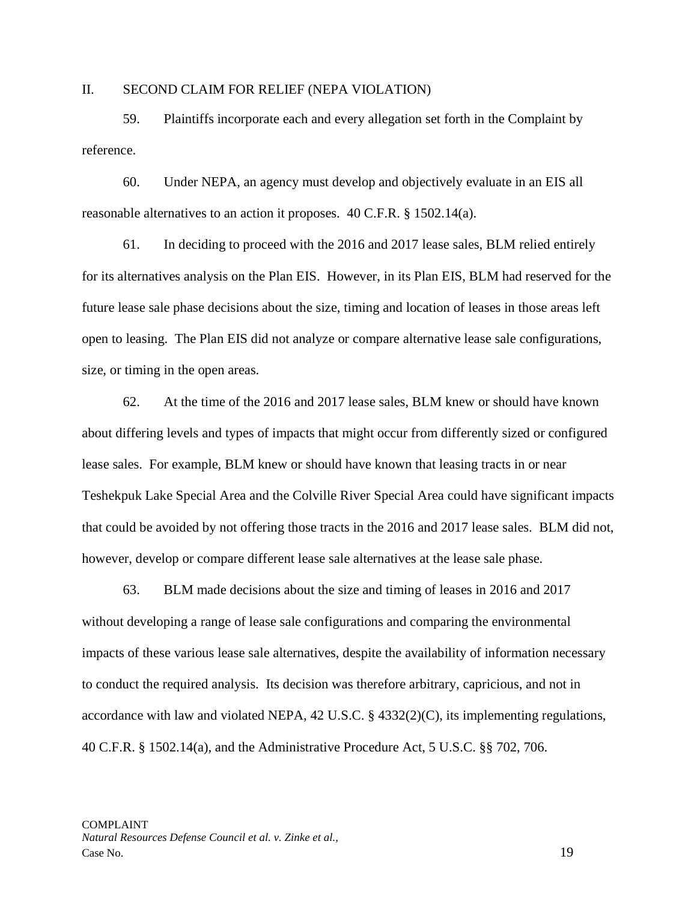## II. SECOND CLAIM FOR RELIEF (NEPA VIOLATION)

59. Plaintiffs incorporate each and every allegation set forth in the Complaint by reference.

60. Under NEPA, an agency must develop and objectively evaluate in an EIS all reasonable alternatives to an action it proposes. 40 C.F.R. § 1502.14(a).

61. In deciding to proceed with the 2016 and 2017 lease sales, BLM relied entirely for its alternatives analysis on the Plan EIS. However, in its Plan EIS, BLM had reserved for the future lease sale phase decisions about the size, timing and location of leases in those areas left open to leasing. The Plan EIS did not analyze or compare alternative lease sale configurations, size, or timing in the open areas.

62. At the time of the 2016 and 2017 lease sales, BLM knew or should have known about differing levels and types of impacts that might occur from differently sized or configured lease sales. For example, BLM knew or should have known that leasing tracts in or near Teshekpuk Lake Special Area and the Colville River Special Area could have significant impacts that could be avoided by not offering those tracts in the 2016 and 2017 lease sales. BLM did not, however, develop or compare different lease sale alternatives at the lease sale phase.

63. BLM made decisions about the size and timing of leases in 2016 and 2017 without developing a range of lease sale configurations and comparing the environmental impacts of these various lease sale alternatives, despite the availability of information necessary to conduct the required analysis. Its decision was therefore arbitrary, capricious, and not in accordance with law and violated NEPA, 42 U.S.C. § 4332(2)(C), its implementing regulations, 40 C.F.R. § 1502.14(a), and the Administrative Procedure Act, 5 U.S.C. §§ 702, 706.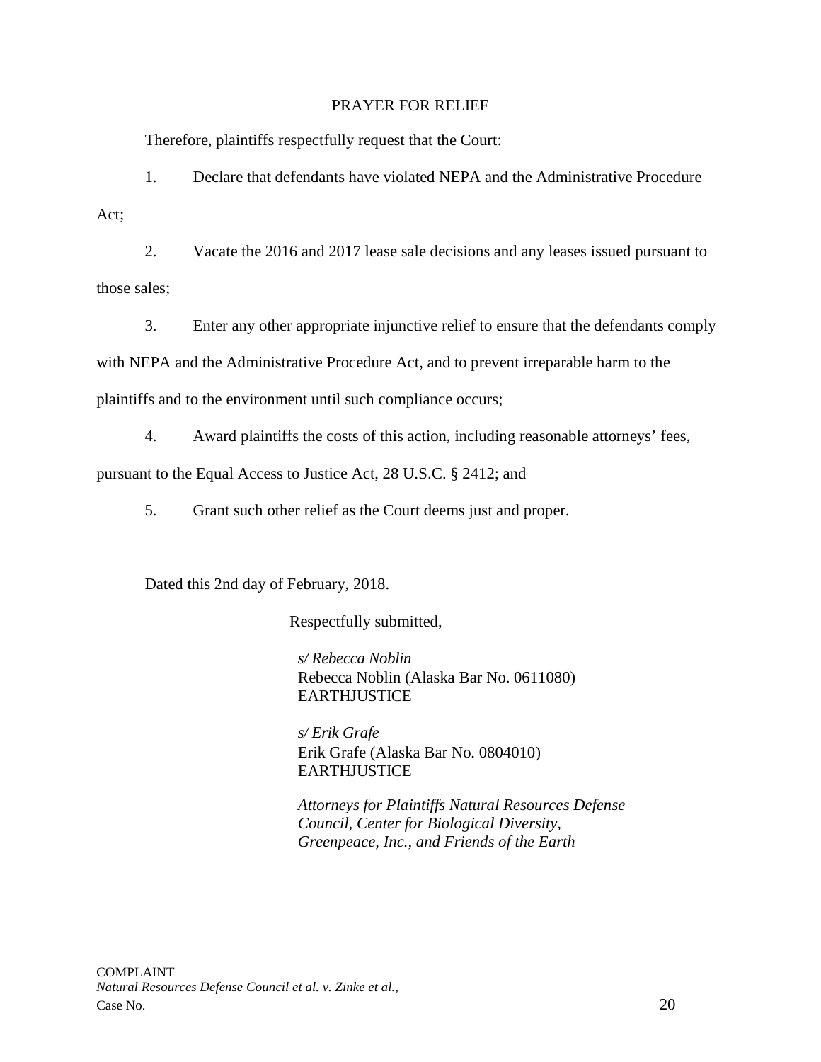## PRAYER FOR RELIEF

Therefore, plaintiffs respectfully request that the Court:

1. Declare that defendants have violated NEPA and the Administrative Procedure Act;

2. Vacate the 2016 and 2017 lease sale decisions and any leases issued pursuant to those sales;

3. Enter any other appropriate injunctive relief to ensure that the defendants comply with NEPA and the Administrative Procedure Act, and to prevent irreparable harm to the plaintiffs and to the environment until such compliance occurs;

4. Award plaintiffs the costs of this action, including reasonable attorneys' fees, pursuant to the Equal Access to Justice Act, 28 U.S.C. § 2412; and

5. Grant such other relief as the Court deems just and proper.

Dated this 2nd day of February, 2018.

Respectfully submitted,

*s/ Rebecca Noblin*
Rebecca Noblin (Alaska Bar No. 0611080)
EARTHJUSTICE

*s/ Erik Grafe*
Erik Grafe (Alaska Bar No. 0804010)
EARTHJUSTICE

*Attorneys for Plaintiffs Natural Resources Defense Council, Center for Biological Diversity, Greenpeace, Inc., and Friends of the Earth*